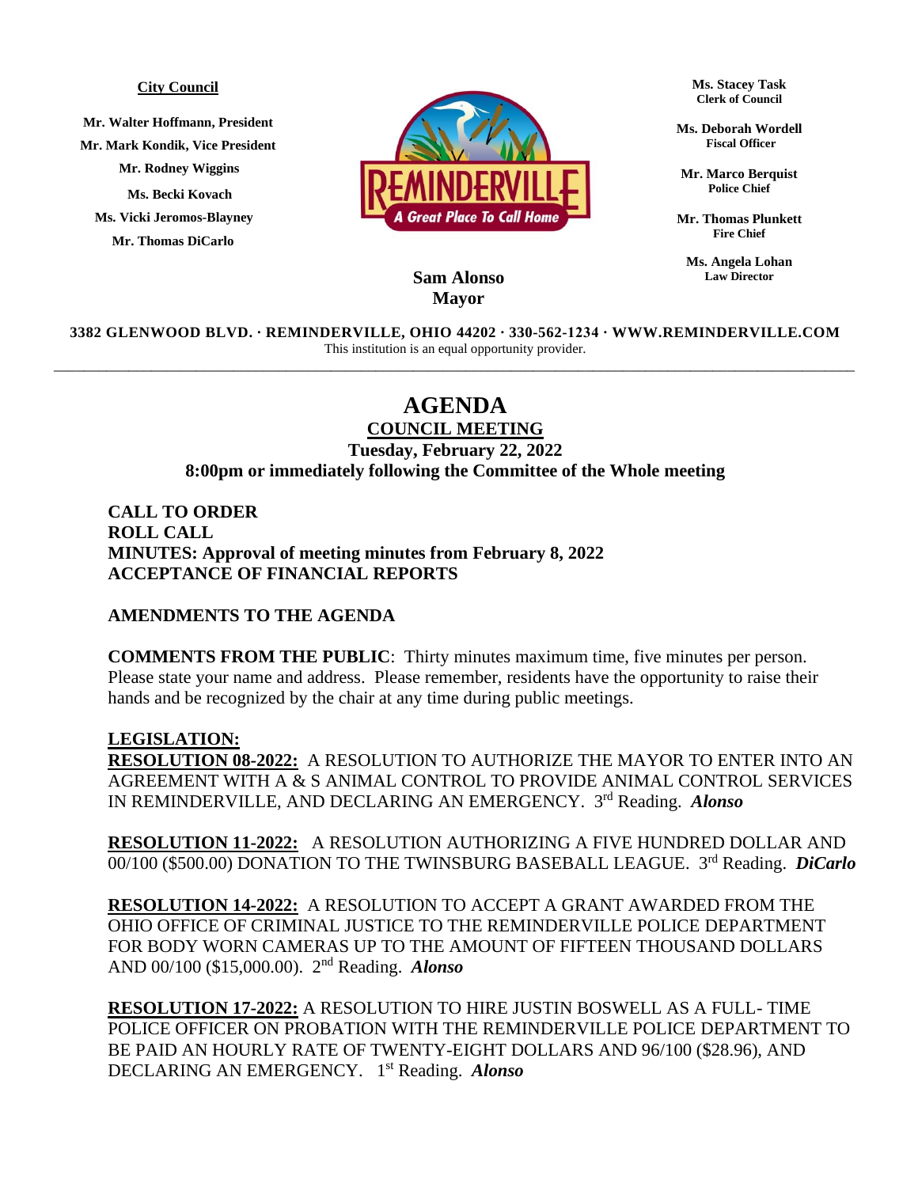**City Council**

**Mr. Walter Hoffmann, President**
**Mr. Mark Kondik, Vice President**
**Mr. Rodney Wiggins**
**Ms. Becki Kovach**
**Ms. Vicki Jeromos-Blayney**
**Mr. Thomas DiCarlo**

REMINDERVILLE
A Great Place To Call Home

**Sam Alonso**
**Mayor**

**Ms. Stacey Task**
**Clerk of Council**

**Ms. Deborah Wordell**
**Fiscal Officer**

**Mr. Marco Berquist**
**Police Chief**

**Mr. Thomas Plunkett**
**Fire Chief**

**Ms. Angela Lohan**
**Law Director**

**3382 GLENWOOD BLVD. · REMINDERVILLE, OHIO 44202 · 330-562-1234 · WWW.REMINDERVILLE.COM**
This institution is an equal opportunity provider.

---

# AGENDA

## COUNCIL MEETING

**Tuesday, February 22, 2022**
**8:00pm or immediately following the Committee of the Whole meeting**

**CALL TO ORDER**
**ROLL CALL**
**MINUTES: Approval of meeting minutes from February 8, 2022**
**ACCEPTANCE OF FINANCIAL REPORTS**

**AMENDMENTS TO THE AGENDA**

**COMMENTS FROM THE PUBLIC**: Thirty minutes maximum time, five minutes per person. Please state your name and address. Please remember, residents have the opportunity to raise their hands and be recognized by the chair at any time during public meetings.

**LEGISLATION:**

**RESOLUTION 08-2022:** A RESOLUTION TO AUTHORIZE THE MAYOR TO ENTER INTO AN AGREEMENT WITH A & S ANIMAL CONTROL TO PROVIDE ANIMAL CONTROL SERVICES IN REMINDERVILLE, AND DECLARING AN EMERGENCY. 3rd Reading. ***Alonso***

**RESOLUTION 11-2022:** A RESOLUTION AUTHORIZING A FIVE HUNDRED DOLLAR AND 00/100 ($500.00) DONATION TO THE TWINSBURG BASEBALL LEAGUE. 3rd Reading. ***DiCarlo***

**RESOLUTION 14-2022:** A RESOLUTION TO ACCEPT A GRANT AWARDED FROM THE OHIO OFFICE OF CRIMINAL JUSTICE TO THE REMINDERVILLE POLICE DEPARTMENT FOR BODY WORN CAMERAS UP TO THE AMOUNT OF FIFTEEN THOUSAND DOLLARS AND 00/100 ($15,000.00). 2nd Reading. ***Alonso***

**RESOLUTION 17-2022:** A RESOLUTION TO HIRE JUSTIN BOSWELL AS A FULL- TIME POLICE OFFICER ON PROBATION WITH THE REMINDERVILLE POLICE DEPARTMENT TO BE PAID AN HOURLY RATE OF TWENTY-EIGHT DOLLARS AND 96/100 ($28.96), AND DECLARING AN EMERGENCY. 1st Reading. ***Alonso***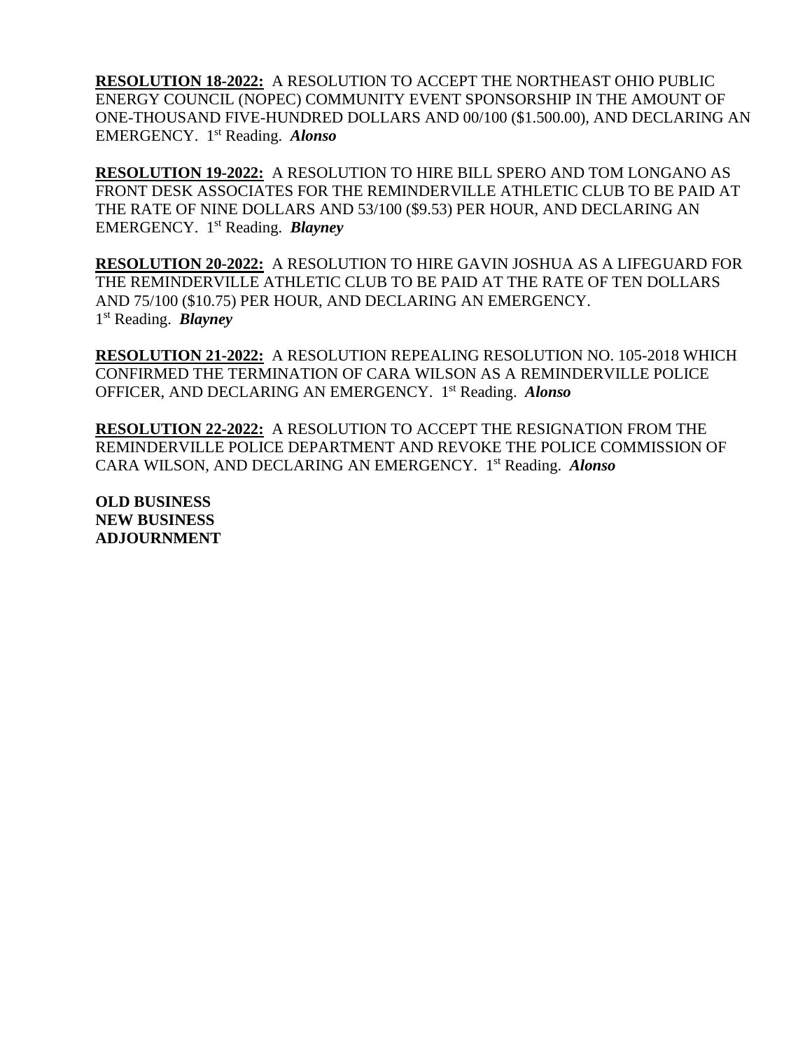**RESOLUTION 18-2022:** A RESOLUTION TO ACCEPT THE NORTHEAST OHIO PUBLIC ENERGY COUNCIL (NOPEC) COMMUNITY EVENT SPONSORSHIP IN THE AMOUNT OF ONE-THOUSAND FIVE-HUNDRED DOLLARS AND 00/100 ($1.500.00), AND DECLARING AN EMERGENCY. 1st Reading. ***Alonso***

**RESOLUTION 19-2022:** A RESOLUTION TO HIRE BILL SPERO AND TOM LONGANO AS FRONT DESK ASSOCIATES FOR THE REMINDERVILLE ATHLETIC CLUB TO BE PAID AT THE RATE OF NINE DOLLARS AND 53/100 ($9.53) PER HOUR, AND DECLARING AN EMERGENCY. 1st Reading. ***Blayney***

**RESOLUTION 20-2022:** A RESOLUTION TO HIRE GAVIN JOSHUA AS A LIFEGUARD FOR THE REMINDERVILLE ATHLETIC CLUB TO BE PAID AT THE RATE OF TEN DOLLARS AND 75/100 ($10.75) PER HOUR, AND DECLARING AN EMERGENCY. 1st Reading. ***Blayney***

**RESOLUTION 21-2022:** A RESOLUTION REPEALING RESOLUTION NO. 105-2018 WHICH CONFIRMED THE TERMINATION OF CARA WILSON AS A REMINDERVILLE POLICE OFFICER, AND DECLARING AN EMERGENCY. 1st Reading. ***Alonso***

**RESOLUTION 22-2022:** A RESOLUTION TO ACCEPT THE RESIGNATION FROM THE REMINDERVILLE POLICE DEPARTMENT AND REVOKE THE POLICE COMMISSION OF CARA WILSON, AND DECLARING AN EMERGENCY. 1st Reading. ***Alonso***

**OLD BUSINESS**
**NEW BUSINESS**
**ADJOURNMENT**